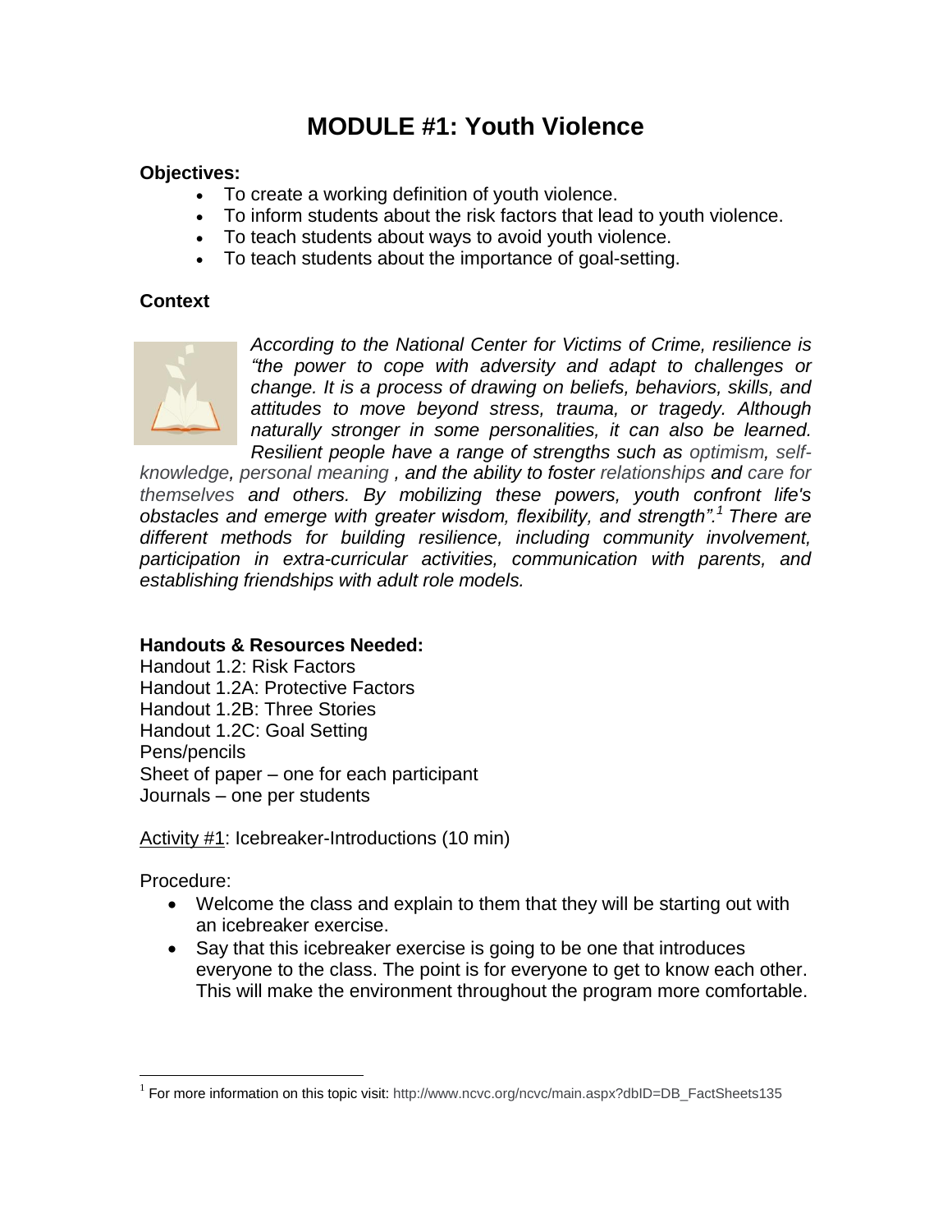# MODULE #1: Youth Violence

**Objectives:**

- To create a working definition of youth violence.
- To inform students about the risk factors that lead to youth violence.
- To teach students about ways to avoid youth violence.
- To teach students about the importance of goal-setting.

**Context**

*According to the National Center for Victims of Crime, resilience is "the power to cope with adversity and adapt to challenges or change. It is a process of drawing on beliefs, behaviors, skills, and attitudes to move beyond stress, trauma, or tragedy. Although naturally stronger in some personalities, it can also be learned. Resilient people have a range of strengths such as optimism, self-knowledge, personal meaning , and the ability to foster relationships and care for themselves and others. By mobilizing these powers, youth confront life's obstacles and emerge with greater wisdom, flexibility, and strength".[1] There are different methods for building resilience, including community involvement, participation in extra-curricular activities, communication with parents, and establishing friendships with adult role models.*

**Handouts & Resources Needed:**

Handout 1.2: Risk Factors
Handout 1.2A: Protective Factors
Handout 1.2B: Three Stories
Handout 1.2C: Goal Setting
Pens/pencils
Sheet of paper – one for each participant
Journals – one per students

<u>Activity #1</u>: Icebreaker-Introductions (10 min)

Procedure:

- Welcome the class and explain to them that they will be starting out with an icebreaker exercise.
- Say that this icebreaker exercise is going to be one that introduces everyone to the class. The point is for everyone to get to know each other. This will make the environment throughout the program more comfortable.

[1] For more information on this topic visit: http://www.ncvc.org/ncvc/main.aspx?dbID=DB_FactSheets135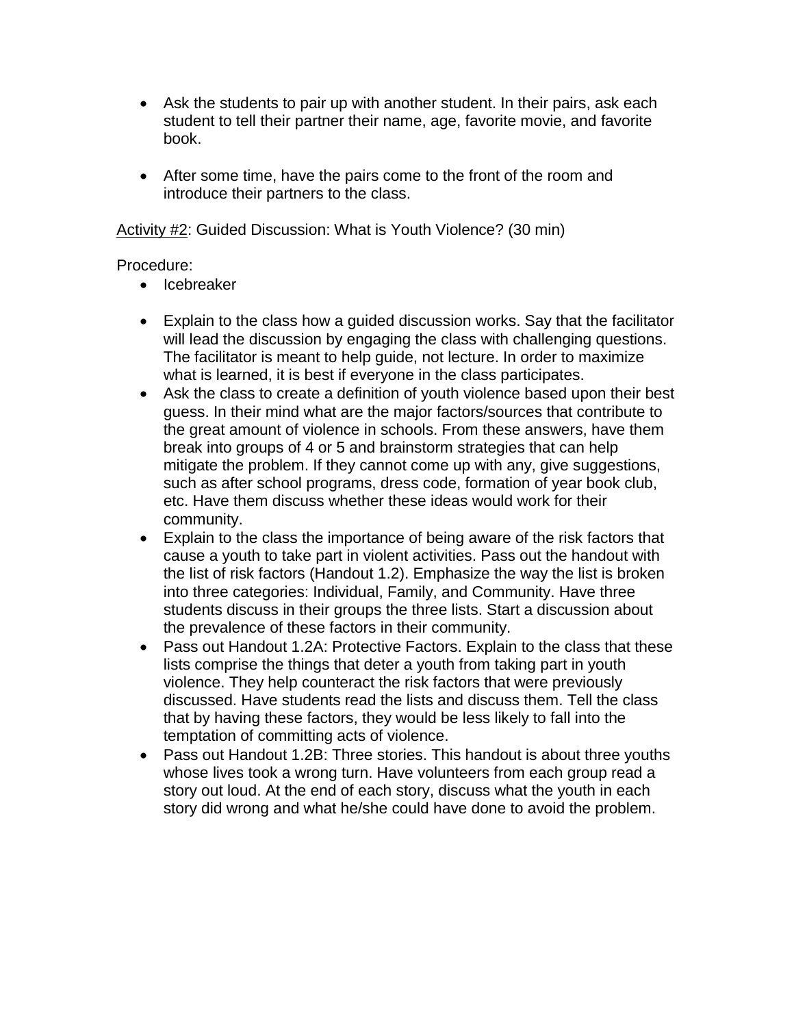- Ask the students to pair up with another student. In their pairs, ask each student to tell their partner their name, age, favorite movie, and favorite book.

- After some time, have the pairs come to the front of the room and introduce their partners to the class.

<u>Activity #2</u>: Guided Discussion: What is Youth Violence? (30 min)

Procedure:

- Icebreaker

- Explain to the class how a guided discussion works. Say that the facilitator will lead the discussion by engaging the class with challenging questions. The facilitator is meant to help guide, not lecture. In order to maximize what is learned, it is best if everyone in the class participates.
- Ask the class to create a definition of youth violence based upon their best guess. In their mind what are the major factors/sources that contribute to the great amount of violence in schools. From these answers, have them break into groups of 4 or 5 and brainstorm strategies that can help mitigate the problem. If they cannot come up with any, give suggestions, such as after school programs, dress code, formation of year book club, etc. Have them discuss whether these ideas would work for their community.
- Explain to the class the importance of being aware of the risk factors that cause a youth to take part in violent activities. Pass out the handout with the list of risk factors (Handout 1.2). Emphasize the way the list is broken into three categories: Individual, Family, and Community. Have three students discuss in their groups the three lists. Start a discussion about the prevalence of these factors in their community.
- Pass out Handout 1.2A: Protective Factors. Explain to the class that these lists comprise the things that deter a youth from taking part in youth violence. They help counteract the risk factors that were previously discussed. Have students read the lists and discuss them. Tell the class that by having these factors, they would be less likely to fall into the temptation of committing acts of violence.
- Pass out Handout 1.2B: Three stories. This handout is about three youths whose lives took a wrong turn. Have volunteers from each group read a story out loud. At the end of each story, discuss what the youth in each story did wrong and what he/she could have done to avoid the problem.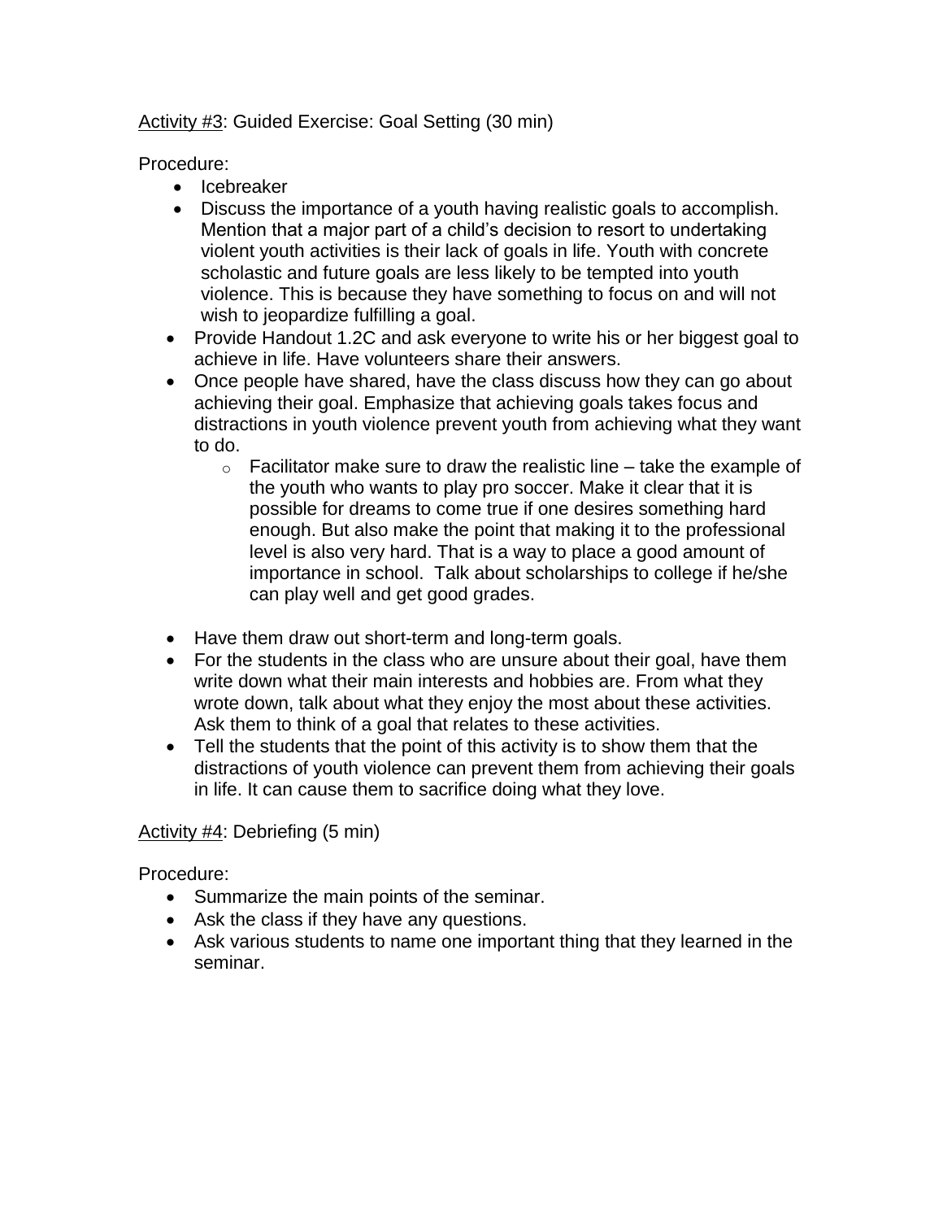Activity #3: Guided Exercise: Goal Setting (30 min)

Procedure:

- Icebreaker
- Discuss the importance of a youth having realistic goals to accomplish. Mention that a major part of a child's decision to resort to undertaking violent youth activities is their lack of goals in life. Youth with concrete scholastic and future goals are less likely to be tempted into youth violence. This is because they have something to focus on and will not wish to jeopardize fulfilling a goal.
- Provide Handout 1.2C and ask everyone to write his or her biggest goal to achieve in life. Have volunteers share their answers.
- Once people have shared, have the class discuss how they can go about achieving their goal. Emphasize that achieving goals takes focus and distractions in youth violence prevent youth from achieving what they want to do.
    - Facilitator make sure to draw the realistic line – take the example of the youth who wants to play pro soccer. Make it clear that it is possible for dreams to come true if one desires something hard enough. But also make the point that making it to the professional level is also very hard. That is a way to place a good amount of importance in school. Talk about scholarships to college if he/she can play well and get good grades.
- Have them draw out short-term and long-term goals.
- For the students in the class who are unsure about their goal, have them write down what their main interests and hobbies are. From what they wrote down, talk about what they enjoy the most about these activities. Ask them to think of a goal that relates to these activities.
- Tell the students that the point of this activity is to show them that the distractions of youth violence can prevent them from achieving their goals in life. It can cause them to sacrifice doing what they love.

Activity #4: Debriefing (5 min)

Procedure:

- Summarize the main points of the seminar.
- Ask the class if they have any questions.
- Ask various students to name one important thing that they learned in the seminar.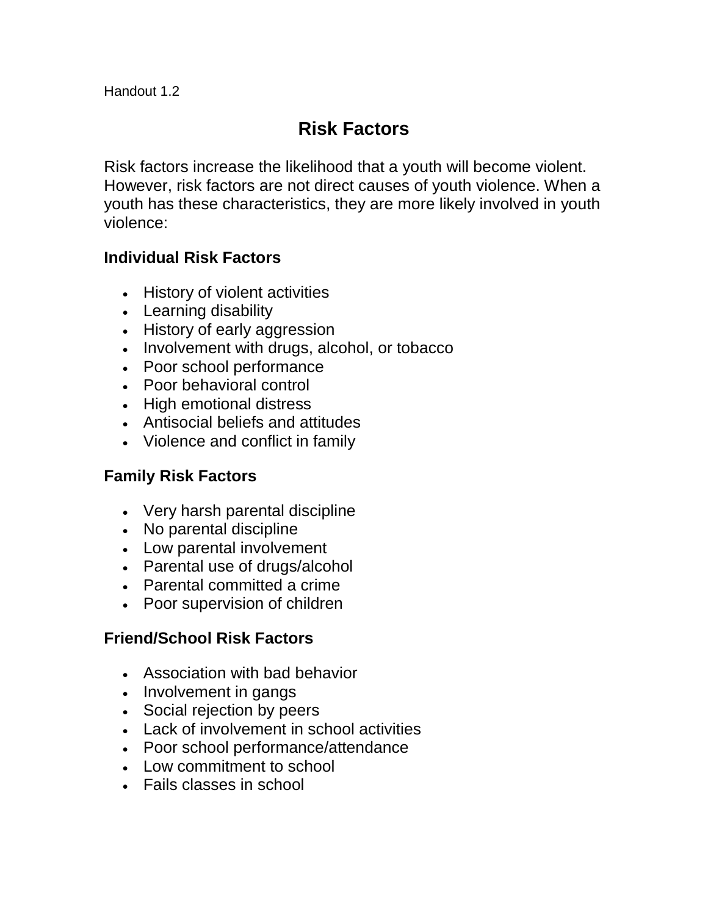Handout 1.2

# Risk Factors

Risk factors increase the likelihood that a youth will become violent. However, risk factors are not direct causes of youth violence. When a youth has these characteristics, they are more likely involved in youth violence:

### Individual Risk Factors

- History of violent activities
- Learning disability
- History of early aggression
- Involvement with drugs, alcohol, or tobacco
- Poor school performance
- Poor behavioral control
- High emotional distress
- Antisocial beliefs and attitudes
- Violence and conflict in family

### Family Risk Factors

- Very harsh parental discipline
- No parental discipline
- Low parental involvement
- Parental use of drugs/alcohol
- Parental committed a crime
- Poor supervision of children

### Friend/School Risk Factors

- Association with bad behavior
- Involvement in gangs
- Social rejection by peers
- Lack of involvement in school activities
- Poor school performance/attendance
- Low commitment to school
- Fails classes in school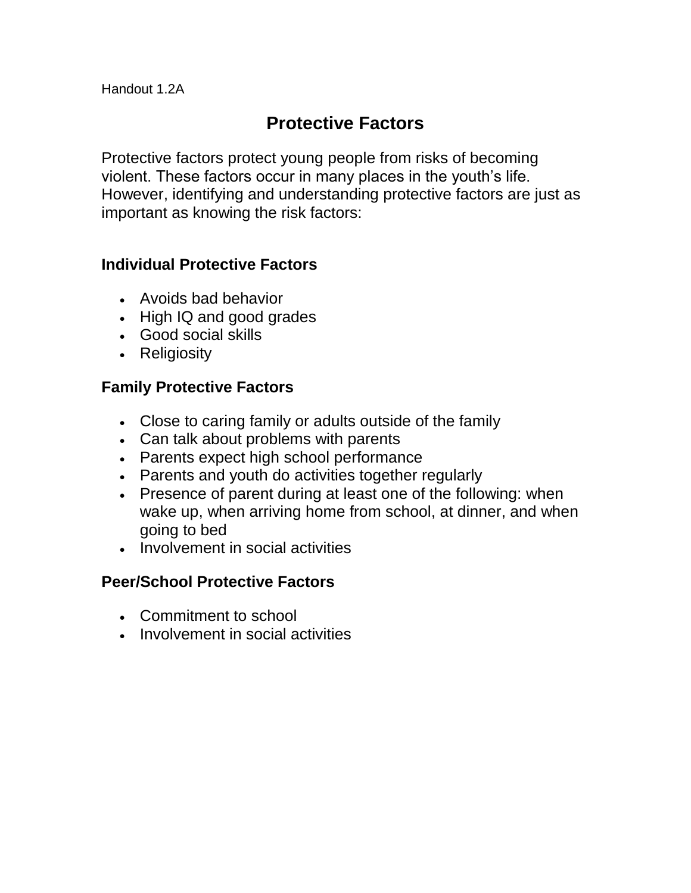Handout 1.2A

# Protective Factors

Protective factors protect young people from risks of becoming violent. These factors occur in many places in the youth's life. However, identifying and understanding protective factors are just as important as knowing the risk factors:

## Individual Protective Factors

- Avoids bad behavior
- High IQ and good grades
- Good social skills
- Religiosity

## Family Protective Factors

- Close to caring family or adults outside of the family
- Can talk about problems with parents
- Parents expect high school performance
- Parents and youth do activities together regularly
- Presence of parent during at least one of the following: when wake up, when arriving home from school, at dinner, and when going to bed
- Involvement in social activities

## Peer/School Protective Factors

- Commitment to school
- Involvement in social activities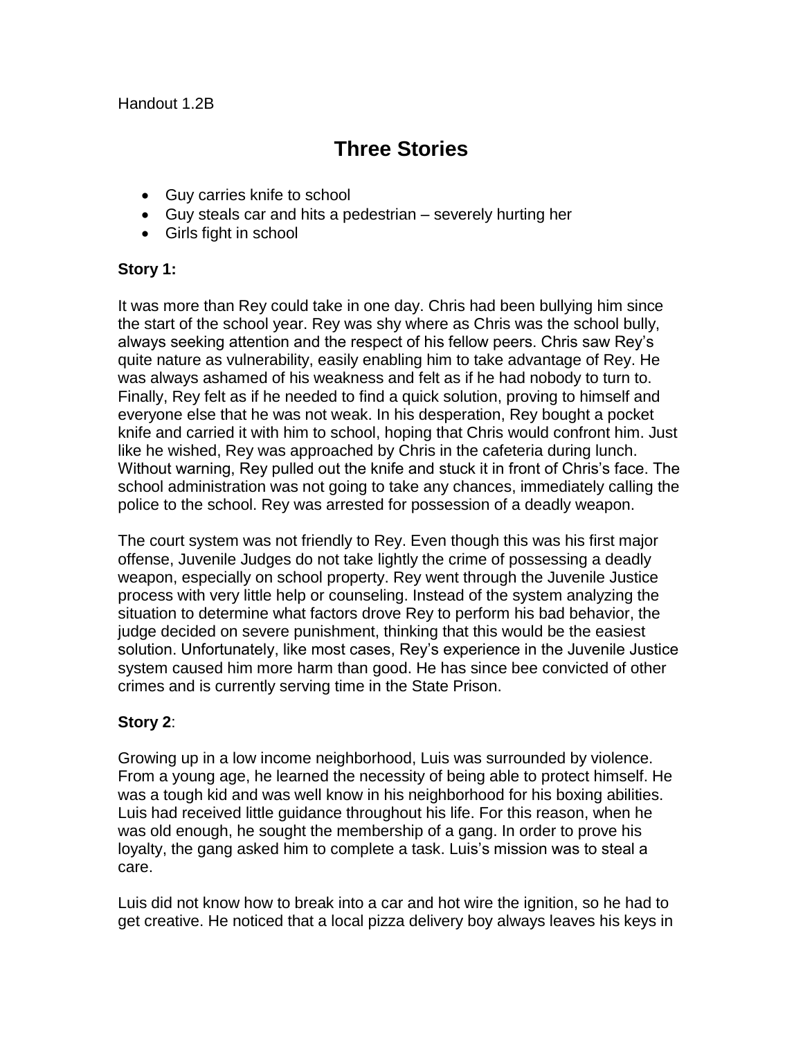Handout 1.2B

# Three Stories

- Guy carries knife to school
- Guy steals car and hits a pedestrian – severely hurting her
- Girls fight in school

**Story 1:**

It was more than Rey could take in one day. Chris had been bullying him since the start of the school year. Rey was shy where as Chris was the school bully, always seeking attention and the respect of his fellow peers. Chris saw Rey's quite nature as vulnerability, easily enabling him to take advantage of Rey. He was always ashamed of his weakness and felt as if he had nobody to turn to. Finally, Rey felt as if he needed to find a quick solution, proving to himself and everyone else that he was not weak. In his desperation, Rey bought a pocket knife and carried it with him to school, hoping that Chris would confront him. Just like he wished, Rey was approached by Chris in the cafeteria during lunch. Without warning, Rey pulled out the knife and stuck it in front of Chris's face. The school administration was not going to take any chances, immediately calling the police to the school. Rey was arrested for possession of a deadly weapon.

The court system was not friendly to Rey. Even though this was his first major offense, Juvenile Judges do not take lightly the crime of possessing a deadly weapon, especially on school property. Rey went through the Juvenile Justice process with very little help or counseling. Instead of the system analyzing the situation to determine what factors drove Rey to perform his bad behavior, the judge decided on severe punishment, thinking that this would be the easiest solution. Unfortunately, like most cases, Rey's experience in the Juvenile Justice system caused him more harm than good. He has since bee convicted of other crimes and is currently serving time in the State Prison.

**Story 2**:

Growing up in a low income neighborhood, Luis was surrounded by violence. From a young age, he learned the necessity of being able to protect himself. He was a tough kid and was well know in his neighborhood for his boxing abilities. Luis had received little guidance throughout his life. For this reason, when he was old enough, he sought the membership of a gang. In order to prove his loyalty, the gang asked him to complete a task. Luis's mission was to steal a care.

Luis did not know how to break into a car and hot wire the ignition, so he had to get creative. He noticed that a local pizza delivery boy always leaves his keys in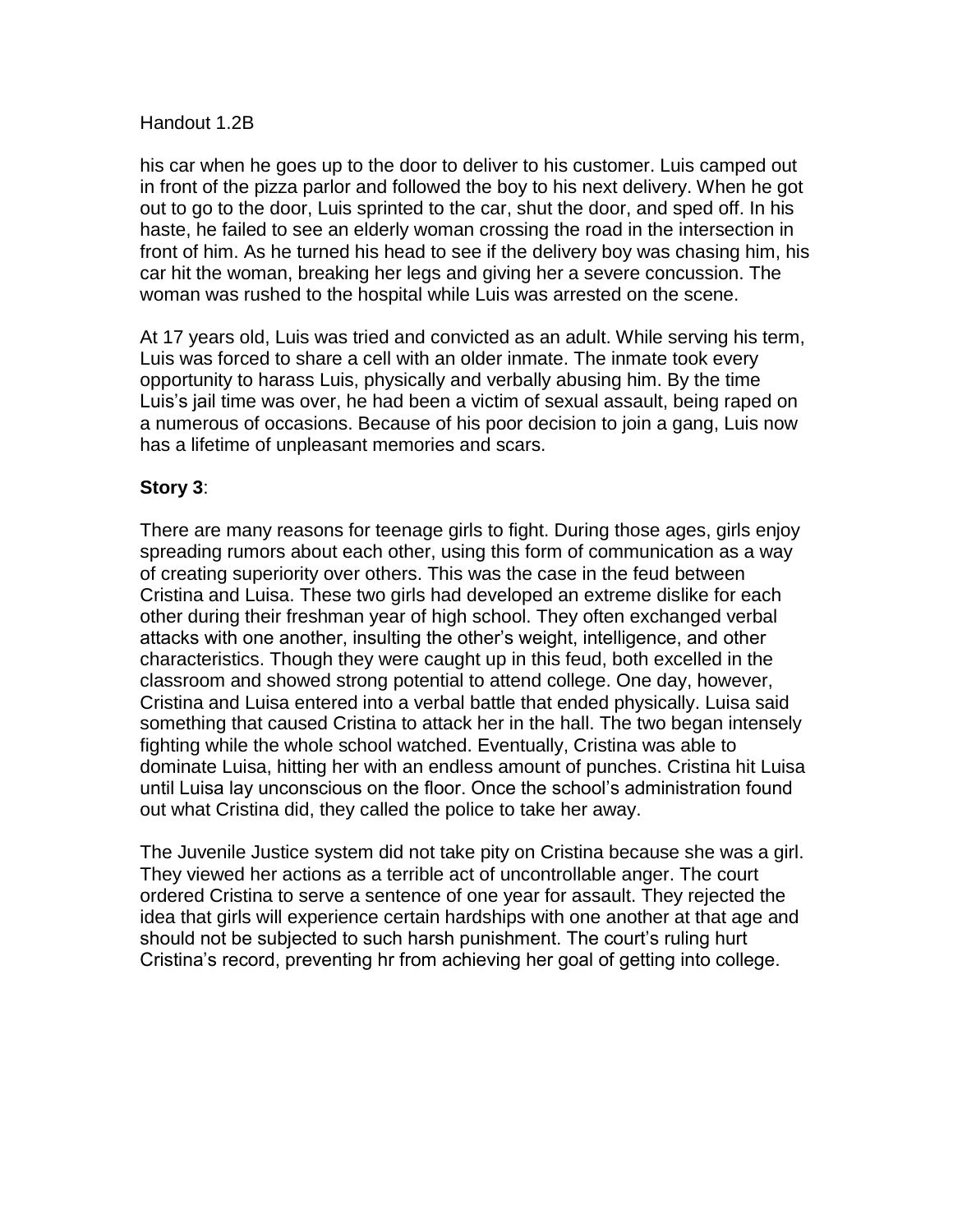Handout 1.2B

his car when he goes up to the door to deliver to his customer. Luis camped out in front of the pizza parlor and followed the boy to his next delivery. When he got out to go to the door, Luis sprinted to the car, shut the door, and sped off. In his haste, he failed to see an elderly woman crossing the road in the intersection in front of him. As he turned his head to see if the delivery boy was chasing him, his car hit the woman, breaking her legs and giving her a severe concussion. The woman was rushed to the hospital while Luis was arrested on the scene.

At 17 years old, Luis was tried and convicted as an adult. While serving his term, Luis was forced to share a cell with an older inmate. The inmate took every opportunity to harass Luis, physically and verbally abusing him. By the time Luis's jail time was over, he had been a victim of sexual assault, being raped on a numerous of occasions. Because of his poor decision to join a gang, Luis now has a lifetime of unpleasant memories and scars.

**Story 3**:

There are many reasons for teenage girls to fight. During those ages, girls enjoy spreading rumors about each other, using this form of communication as a way of creating superiority over others. This was the case in the feud between Cristina and Luisa. These two girls had developed an extreme dislike for each other during their freshman year of high school. They often exchanged verbal attacks with one another, insulting the other's weight, intelligence, and other characteristics. Though they were caught up in this feud, both excelled in the classroom and showed strong potential to attend college. One day, however, Cristina and Luisa entered into a verbal battle that ended physically. Luisa said something that caused Cristina to attack her in the hall. The two began intensely fighting while the whole school watched. Eventually, Cristina was able to dominate Luisa, hitting her with an endless amount of punches. Cristina hit Luisa until Luisa lay unconscious on the floor. Once the school's administration found out what Cristina did, they called the police to take her away.

The Juvenile Justice system did not take pity on Cristina because she was a girl. They viewed her actions as a terrible act of uncontrollable anger. The court ordered Cristina to serve a sentence of one year for assault. They rejected the idea that girls will experience certain hardships with one another at that age and should not be subjected to such harsh punishment. The court's ruling hurt Cristina's record, preventing hr from achieving her goal of getting into college.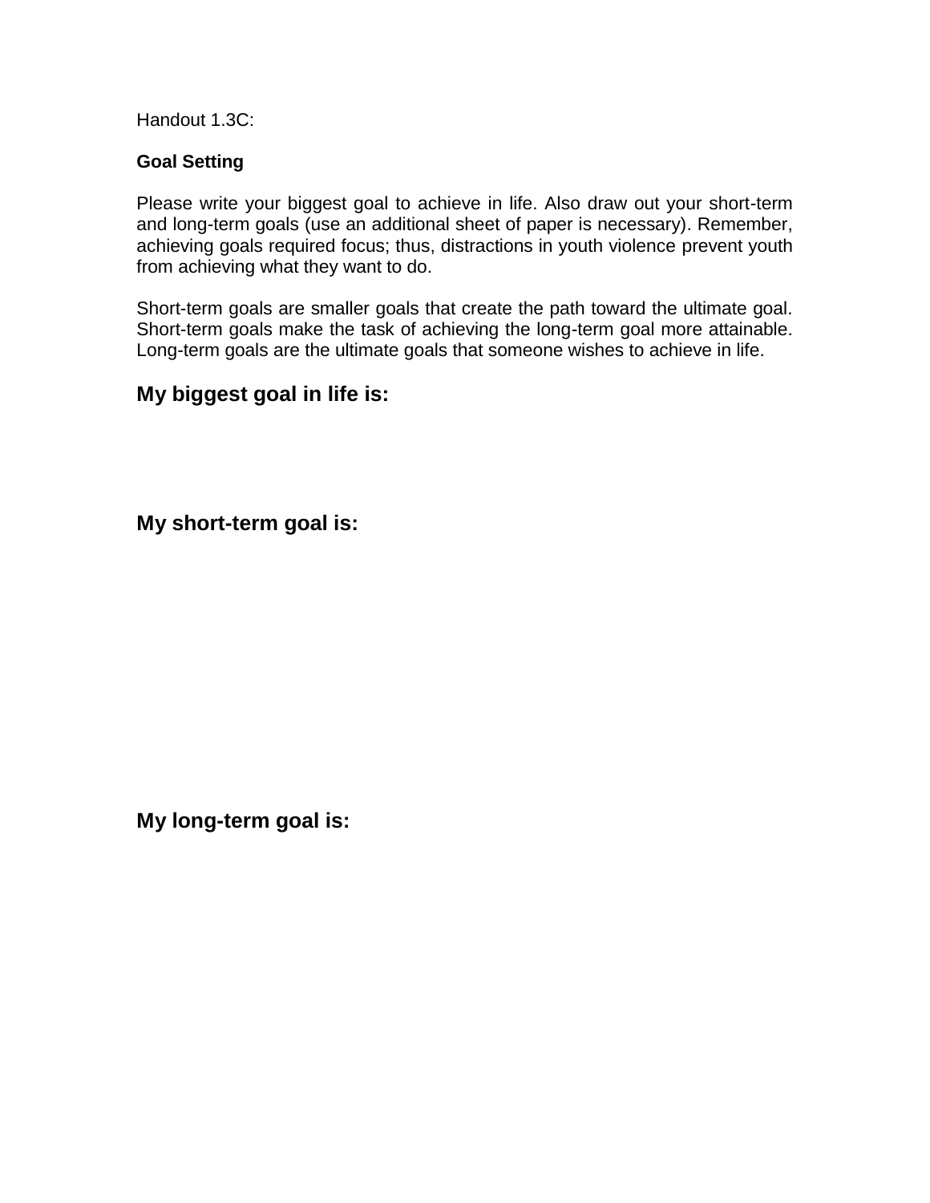Handout 1.3C:

**Goal Setting**

Please write your biggest goal to achieve in life. Also draw out your short-term and long-term goals (use an additional sheet of paper is necessary). Remember, achieving goals required focus; thus, distractions in youth violence prevent youth from achieving what they want to do.

Short-term goals are smaller goals that create the path toward the ultimate goal. Short-term goals make the task of achieving the long-term goal more attainable. Long-term goals are the ultimate goals that someone wishes to achieve in life.

## My biggest goal in life is:

## My short-term goal is:

## My long-term goal is: